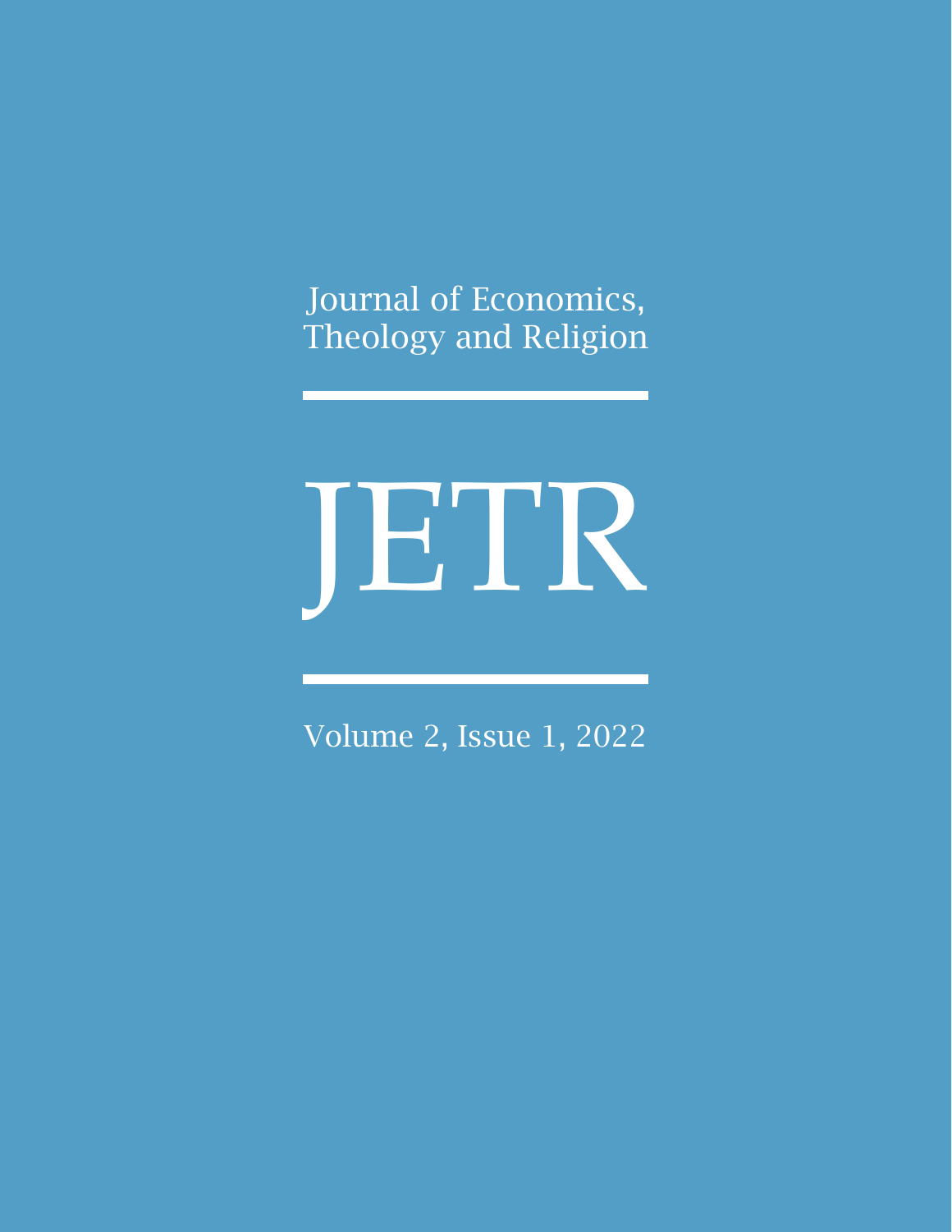Journal of Economics,
Theology and Religion

# JETR

Volume 2, Issue 1, 2022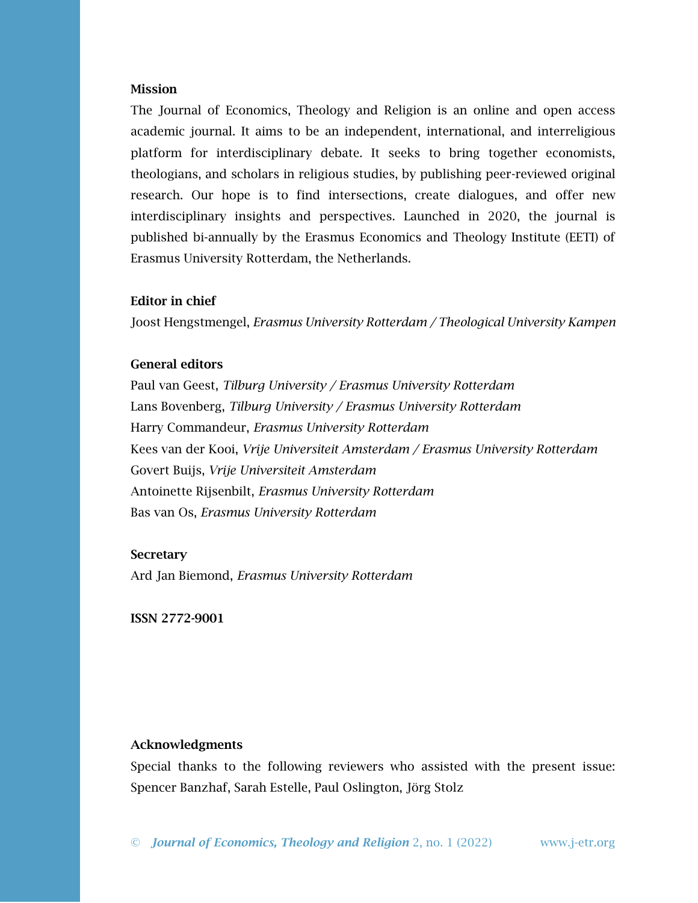## Mission

The Journal of Economics, Theology and Religion is an online and open access academic journal. It aims to be an independent, international, and interreligious platform for interdisciplinary debate. It seeks to bring together economists, theologians, and scholars in religious studies, by publishing peer-reviewed original research. Our hope is to find intersections, create dialogues, and offer new interdisciplinary insights and perspectives. Launched in 2020, the journal is published bi-annually by the Erasmus Economics and Theology Institute (EETI) of Erasmus University Rotterdam, the Netherlands.

## Editor in chief

Joost Hengstmengel, *Erasmus University Rotterdam / Theological University Kampen*

## General editors

Paul van Geest, *Tilburg University / Erasmus University Rotterdam*
Lans Bovenberg, *Tilburg University / Erasmus University Rotterdam*
Harry Commandeur, *Erasmus University Rotterdam*
Kees van der Kooi, *Vrije Universiteit Amsterdam / Erasmus University Rotterdam*
Govert Buijs, *Vrije Universiteit Amsterdam*
Antoinette Rijsenbilt, *Erasmus University Rotterdam*
Bas van Os, *Erasmus University Rotterdam*

## Secretary

Ard Jan Biemond, *Erasmus University Rotterdam*

**ISSN 2772-9001**

## Acknowledgments

Special thanks to the following reviewers who assisted with the present issue: Spencer Banzhaf, Sarah Estelle, Paul Oslington, Jörg Stolz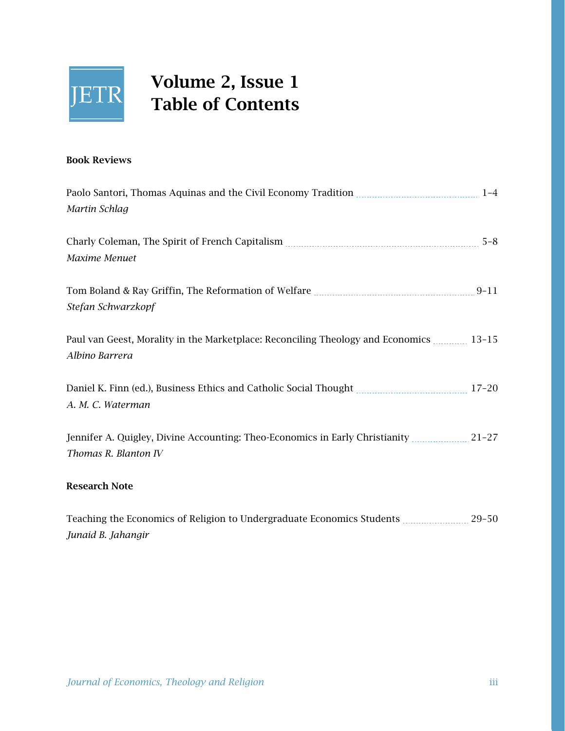# Volume 2, Issue 1
# Table of Contents

**Book Reviews**

Paolo Santori, Thomas Aquinas and the Civil Economy Tradition ........ 1–4
*Martin Schlag*

Charly Coleman, The Spirit of French Capitalism ........ 5–8
*Maxime Menuet*

Tom Boland & Ray Griffin, The Reformation of Welfare ........ 9–11
*Stefan Schwarzkopf*

Paul van Geest, Morality in the Marketplace: Reconciling Theology and Economics ........ 13–15
*Albino Barrera*

Daniel K. Finn (ed.), Business Ethics and Catholic Social Thought ........ 17–20
*A. M. C. Waterman*

Jennifer A. Quigley, Divine Accounting: Theo-Economics in Early Christianity ........ 21–27
*Thomas R. Blanton IV*

**Research Note**

Teaching the Economics of Religion to Undergraduate Economics Students ........ 29–50
*Junaid B. Jahangir*